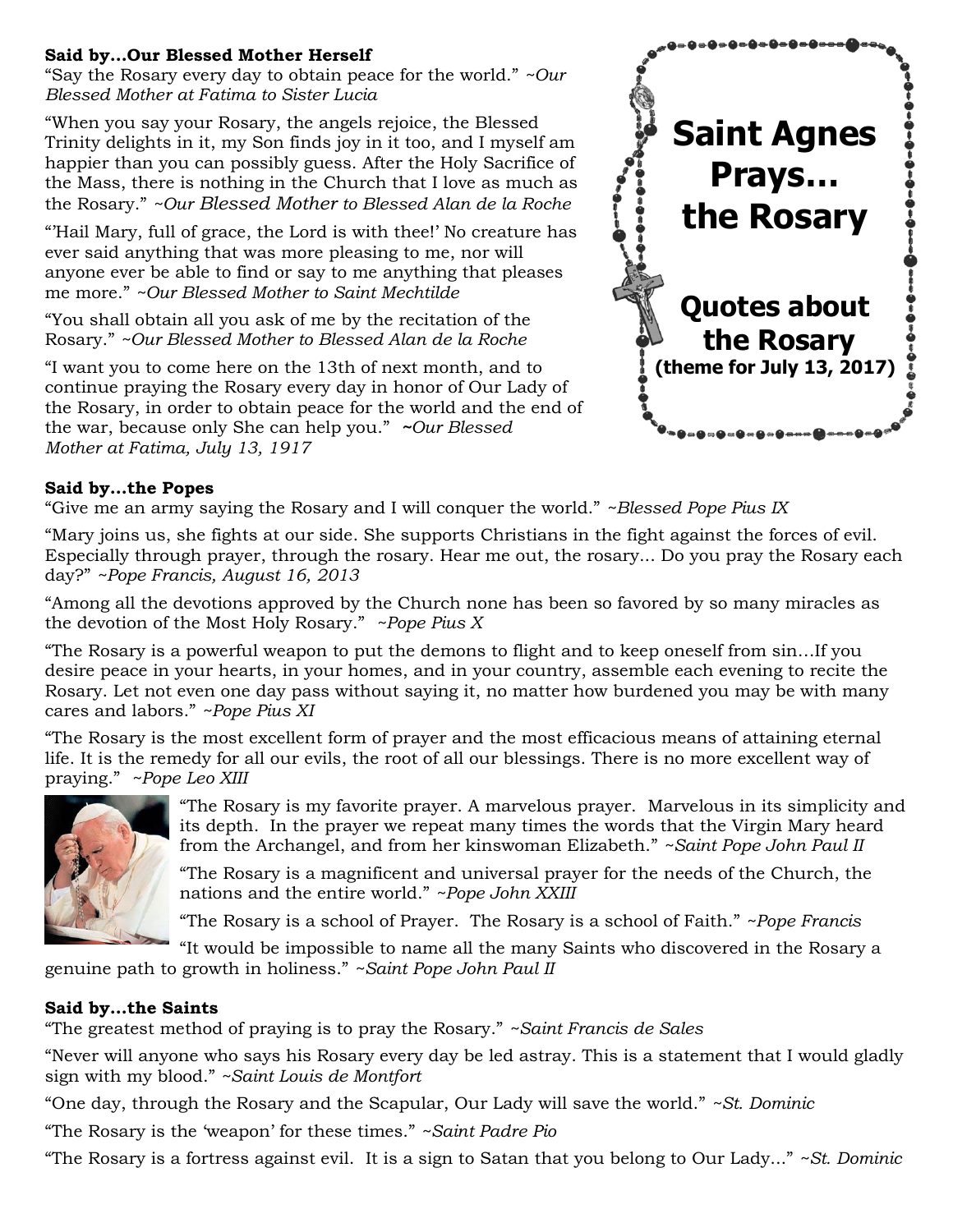# Saint Agnes Prays… the Rosary

## Quotes about the Rosary

**(theme for July 13, 2017)**

**Said by…Our Blessed Mother Herself**

"Say the Rosary every day to obtain peace for the world." *~Our Blessed Mother at Fatima to Sister Lucia*

"When you say your Rosary, the angels rejoice, the Blessed Trinity delights in it, my Son finds joy in it too, and I myself am happier than you can possibly guess. After the Holy Sacrifice of the Mass, there is nothing in the Church that I love as much as the Rosary." *~Our Blessed Mother to Blessed Alan de la Roche*

"'Hail Mary, full of grace, the Lord is with thee!' No creature has ever said anything that was more pleasing to me, nor will anyone ever be able to find or say to me anything that pleases me more." *~Our Blessed Mother to Saint Mechtilde*

"You shall obtain all you ask of me by the recitation of the Rosary." *~Our Blessed Mother to Blessed Alan de la Roche*

"I want you to come here on the 13th of next month, and to continue praying the Rosary every day in honor of Our Lady of the Rosary, in order to obtain peace for the world and the end of the war, because only She can help you." *~Our Blessed Mother at Fatima, July 13, 1917*

**Said by…the Popes**

"Give me an army saying the Rosary and I will conquer the world." *~Blessed Pope Pius IX*

"Mary joins us, she fights at our side. She supports Christians in the fight against the forces of evil. Especially through prayer, through the rosary. Hear me out, the rosary... Do you pray the Rosary each day?" *~Pope Francis, August 16, 2013*

"Among all the devotions approved by the Church none has been so favored by so many miracles as the devotion of the Most Holy Rosary." *~Pope Pius X*

"The Rosary is a powerful weapon to put the demons to flight and to keep oneself from sin…If you desire peace in your hearts, in your homes, and in your country, assemble each evening to recite the Rosary. Let not even one day pass without saying it, no matter how burdened you may be with many cares and labors." *~Pope Pius XI*

"The Rosary is the most excellent form of prayer and the most efficacious means of attaining eternal life. It is the remedy for all our evils, the root of all our blessings. There is no more excellent way of praying." *~Pope Leo XIII*

"The Rosary is my favorite prayer. A marvelous prayer. Marvelous in its simplicity and its depth. In the prayer we repeat many times the words that the Virgin Mary heard from the Archangel, and from her kinswoman Elizabeth." *~Saint Pope John Paul II*

"The Rosary is a magnificent and universal prayer for the needs of the Church, the nations and the entire world." *~Pope John XXIII*

"The Rosary is a school of Prayer. The Rosary is a school of Faith." *~Pope Francis*

"It would be impossible to name all the many Saints who discovered in the Rosary a genuine path to growth in holiness." *~Saint Pope John Paul II*

**Said by…the Saints**

"The greatest method of praying is to pray the Rosary." *~Saint Francis de Sales*

"Never will anyone who says his Rosary every day be led astray. This is a statement that I would gladly sign with my blood." *~Saint Louis de Montfort*

"One day, through the Rosary and the Scapular, Our Lady will save the world." *~St. Dominic*

"The Rosary is the 'weapon' for these times." *~Saint Padre Pio*

"The Rosary is a fortress against evil. It is a sign to Satan that you belong to Our Lady..." *~St. Dominic*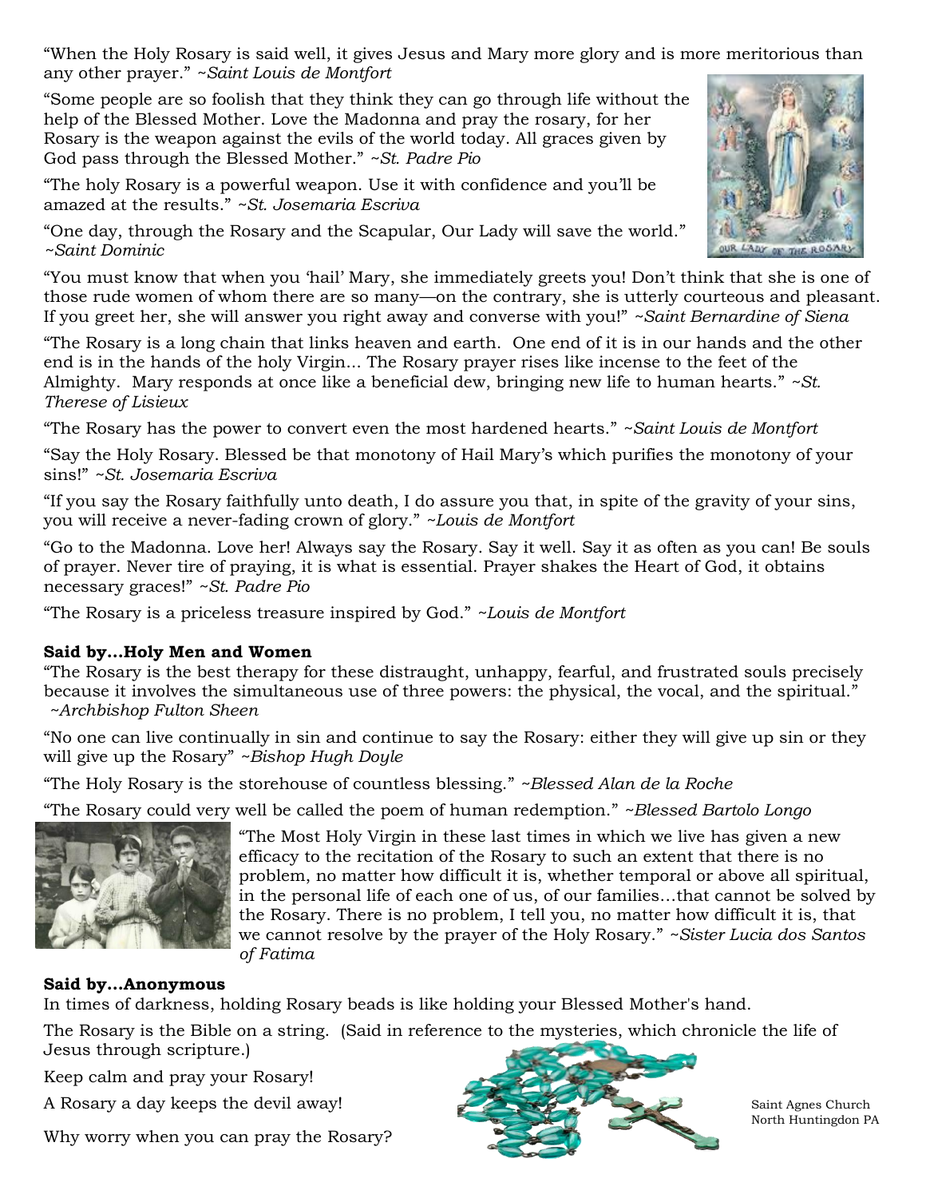"When the Holy Rosary is said well, it gives Jesus and Mary more glory and is more meritorious than any other prayer." *~Saint Louis de Montfort*

"Some people are so foolish that they think they can go through life without the help of the Blessed Mother. Love the Madonna and pray the rosary, for her Rosary is the weapon against the evils of the world today. All graces given by God pass through the Blessed Mother." *~St. Padre Pio*

"The holy Rosary is a powerful weapon. Use it with confidence and you'll be amazed at the results." *~St. Josemaria Escriva*

"One day, through the Rosary and the Scapular, Our Lady will save the world." *~Saint Dominic*

OUR LADY OF THE ROSARY

"You must know that when you 'hail' Mary, she immediately greets you! Don't think that she is one of those rude women of whom there are so many—on the contrary, she is utterly courteous and pleasant. If you greet her, she will answer you right away and converse with you!" *~Saint Bernardine of Siena*

"The Rosary is a long chain that links heaven and earth. One end of it is in our hands and the other end is in the hands of the holy Virgin... The Rosary prayer rises like incense to the feet of the Almighty. Mary responds at once like a beneficial dew, bringing new life to human hearts." *~St. Therese of Lisieux*

"The Rosary has the power to convert even the most hardened hearts." *~Saint Louis de Montfort*

"Say the Holy Rosary. Blessed be that monotony of Hail Mary's which purifies the monotony of your sins!" *~St. Josemaria Escriva*

"If you say the Rosary faithfully unto death, I do assure you that, in spite of the gravity of your sins, you will receive a never-fading crown of glory." *~Louis de Montfort*

"Go to the Madonna. Love her! Always say the Rosary. Say it well. Say it as often as you can! Be souls of prayer. Never tire of praying, it is what is essential. Prayer shakes the Heart of God, it obtains necessary graces!" *~St. Padre Pio*

"The Rosary is a priceless treasure inspired by God." *~Louis de Montfort*

**Said by…Holy Men and Women**

"The Rosary is the best therapy for these distraught, unhappy, fearful, and frustrated souls precisely because it involves the simultaneous use of three powers: the physical, the vocal, and the spiritual." *~Archbishop Fulton Sheen*

"No one can live continually in sin and continue to say the Rosary: either they will give up sin or they will give up the Rosary" *~Bishop Hugh Doyle*

"The Holy Rosary is the storehouse of countless blessing." *~Blessed Alan de la Roche*

"The Rosary could very well be called the poem of human redemption." *~Blessed Bartolo Longo*

"The Most Holy Virgin in these last times in which we live has given a new efficacy to the recitation of the Rosary to such an extent that there is no problem, no matter how difficult it is, whether temporal or above all spiritual, in the personal life of each one of us, of our families…that cannot be solved by the Rosary. There is no problem, I tell you, no matter how difficult it is, that we cannot resolve by the prayer of the Holy Rosary." *~Sister Lucia dos Santos of Fatima*

**Said by…Anonymous**

In times of darkness, holding Rosary beads is like holding your Blessed Mother's hand.

The Rosary is the Bible on a string. (Said in reference to the mysteries, which chronicle the life of Jesus through scripture.)

Keep calm and pray your Rosary!

A Rosary a day keeps the devil away!

Why worry when you can pray the Rosary?

Saint Agnes Church
North Huntingdon PA